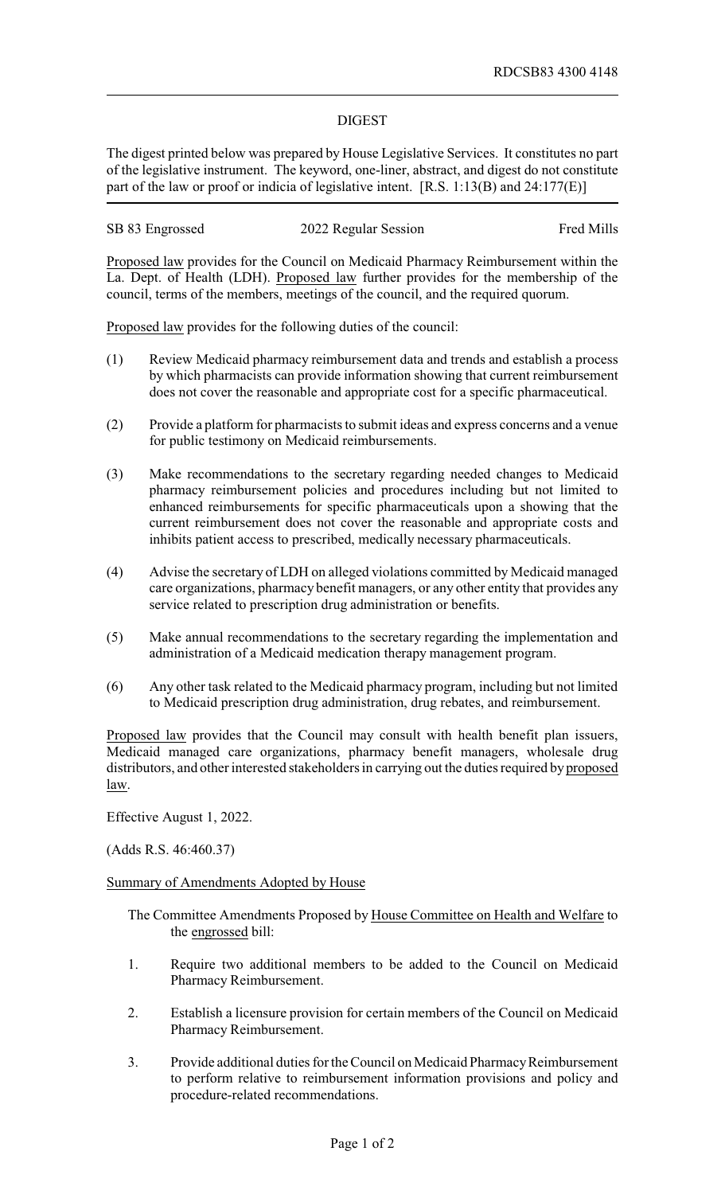RDCSB83 4300 4148

# DIGEST

The digest printed below was prepared by House Legislative Services. It constitutes no part of the legislative instrument. The keyword, one-liner, abstract, and digest do not constitute part of the law or proof or indicia of legislative intent. [R.S. 1:13(B) and 24:177(E)]

| SB 83 Engrossed | 2022 Regular Session | Fred Mills |
|---|---|---|

Proposed law provides for the Council on Medicaid Pharmacy Reimbursement within the La. Dept. of Health (LDH). Proposed law further provides for the membership of the council, terms of the members, meetings of the council, and the required quorum.

Proposed law provides for the following duties of the council:

(1) Review Medicaid pharmacy reimbursement data and trends and establish a process by which pharmacists can provide information showing that current reimbursement does not cover the reasonable and appropriate cost for a specific pharmaceutical.

(2) Provide a platform for pharmacists to submit ideas and express concerns and a venue for public testimony on Medicaid reimbursements.

(3) Make recommendations to the secretary regarding needed changes to Medicaid pharmacy reimbursement policies and procedures including but not limited to enhanced reimbursements for specific pharmaceuticals upon a showing that the current reimbursement does not cover the reasonable and appropriate costs and inhibits patient access to prescribed, medically necessary pharmaceuticals.

(4) Advise the secretary of LDH on alleged violations committed by Medicaid managed care organizations, pharmacy benefit managers, or any other entity that provides any service related to prescription drug administration or benefits.

(5) Make annual recommendations to the secretary regarding the implementation and administration of a Medicaid medication therapy management program.

(6) Any other task related to the Medicaid pharmacy program, including but not limited to Medicaid prescription drug administration, drug rebates, and reimbursement.

Proposed law provides that the Council may consult with health benefit plan issuers, Medicaid managed care organizations, pharmacy benefit managers, wholesale drug distributors, and other interested stakeholders in carrying out the duties required by proposed law.

Effective August 1, 2022.

(Adds R.S. 46:460.37)

## Summary of Amendments Adopted by House

The Committee Amendments Proposed by House Committee on Health and Welfare to the engrossed bill:

1. Require two additional members to be added to the Council on Medicaid Pharmacy Reimbursement.

2. Establish a licensure provision for certain members of the Council on Medicaid Pharmacy Reimbursement.

3. Provide additional duties for the Council on Medicaid Pharmacy Reimbursement to perform relative to reimbursement information provisions and policy and procedure-related recommendations.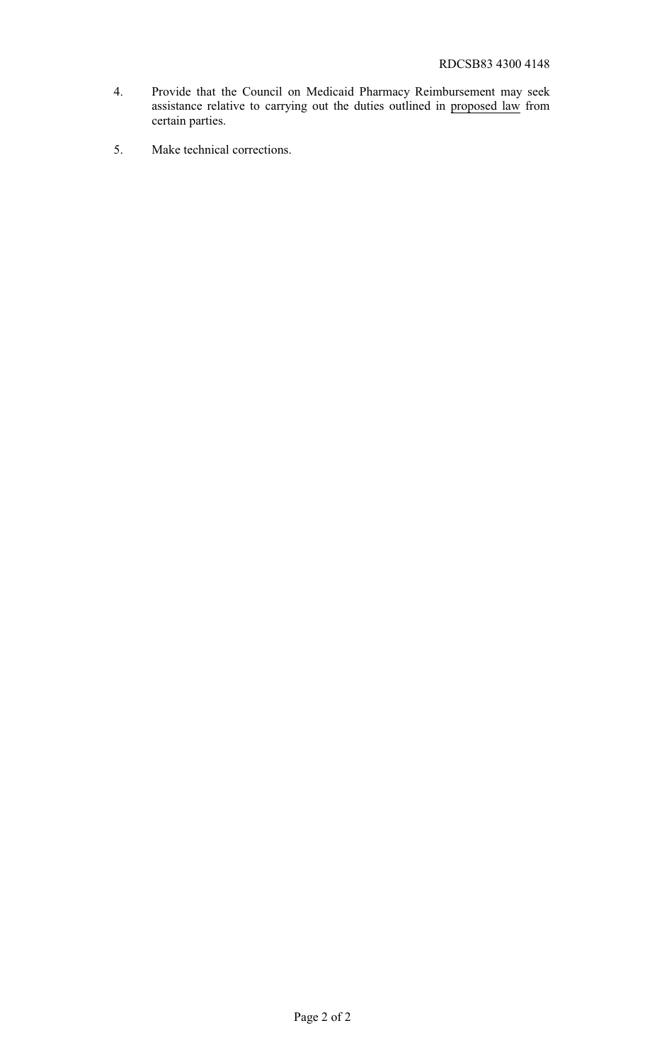4. Provide that the Council on Medicaid Pharmacy Reimbursement may seek assistance relative to carrying out the duties outlined in proposed law from certain parties.

5. Make technical corrections.